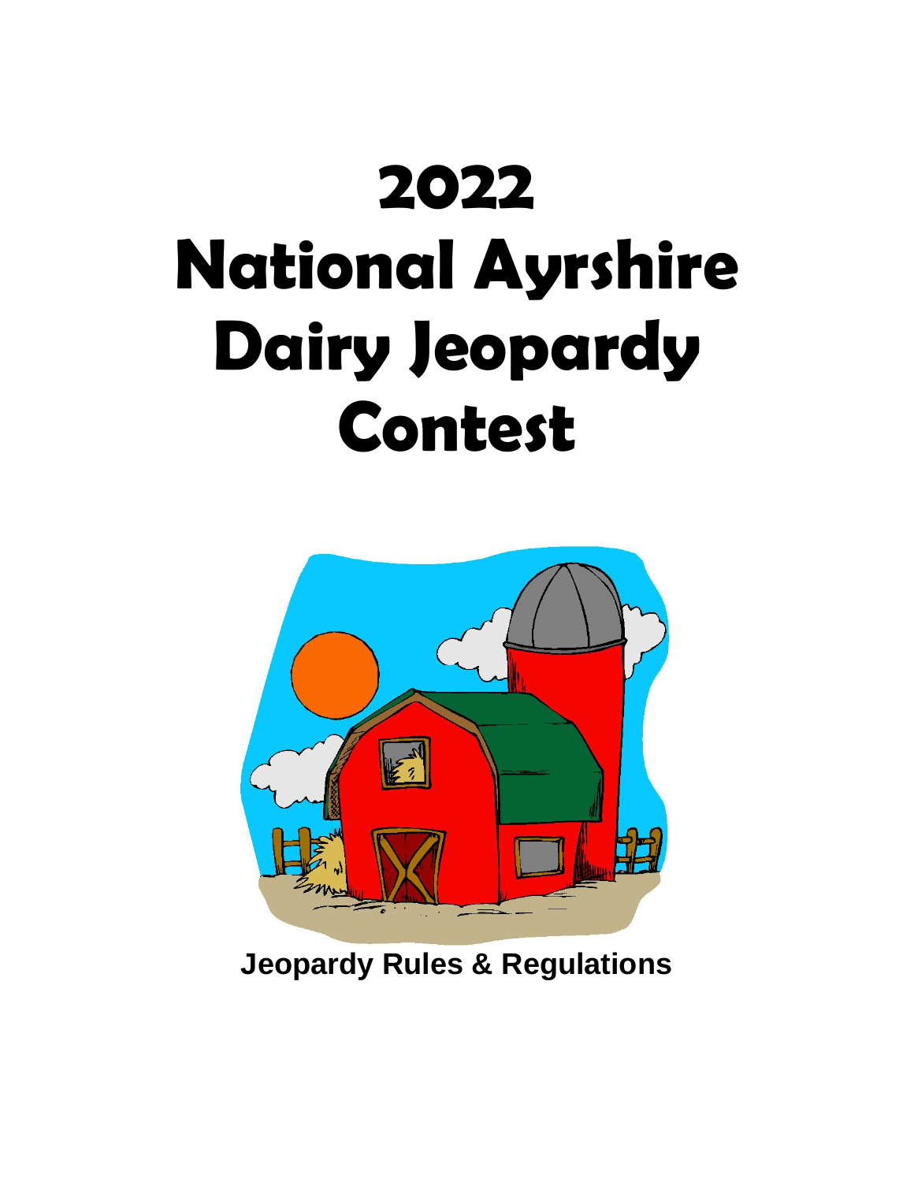# 2022 National Ayrshire Dairy Jeopardy Contest

**Jeopardy Rules & Regulations**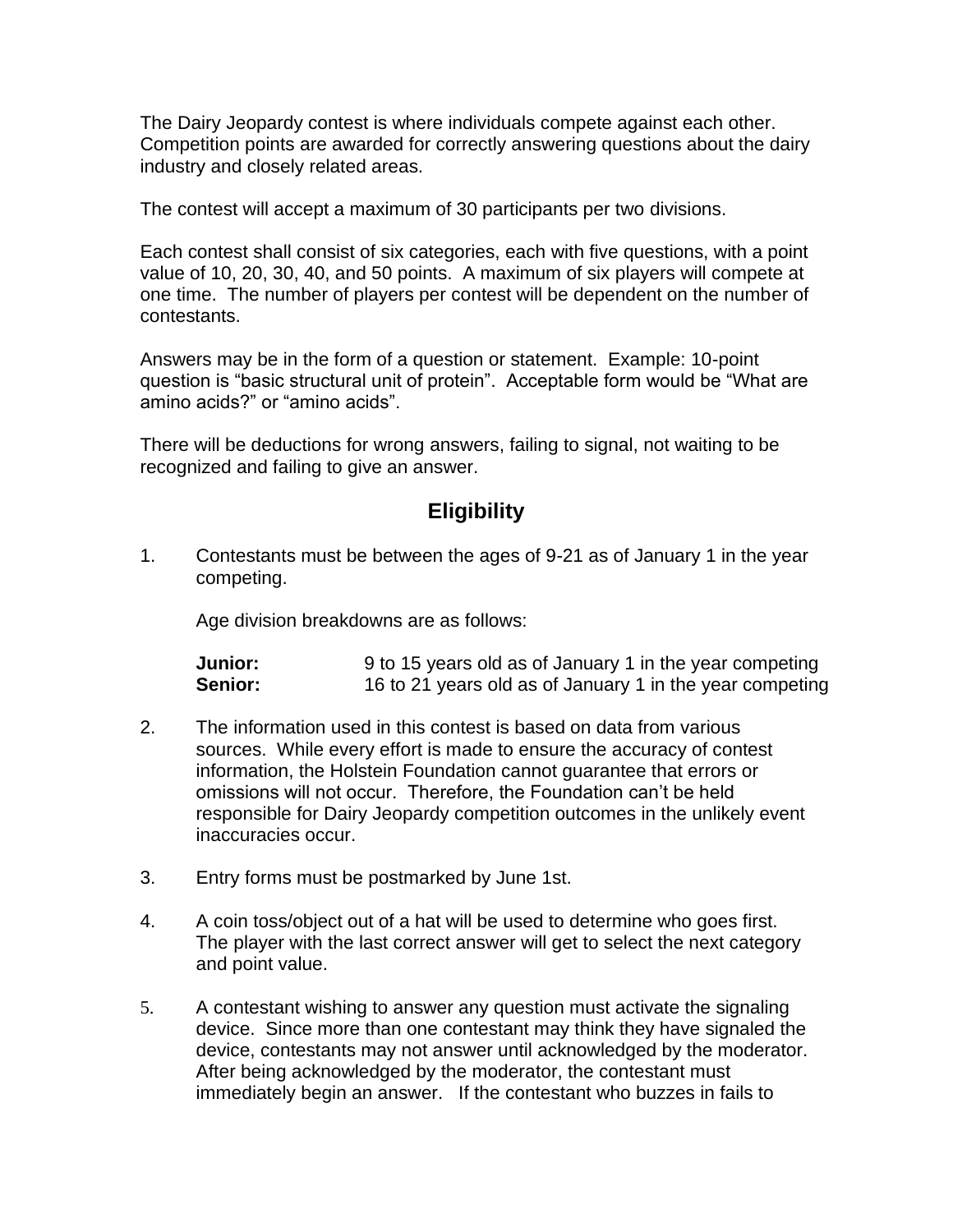The Dairy Jeopardy contest is where individuals compete against each other. Competition points are awarded for correctly answering questions about the dairy industry and closely related areas.

The contest will accept a maximum of 30 participants per two divisions.

Each contest shall consist of six categories, each with five questions, with a point value of 10, 20, 30, 40, and 50 points. A maximum of six players will compete at one time. The number of players per contest will be dependent on the number of contestants.

Answers may be in the form of a question or statement. Example: 10-point question is "basic structural unit of protein". Acceptable form would be "What are amino acids?" or "amino acids".

There will be deductions for wrong answers, failing to signal, not waiting to be recognized and failing to give an answer.

## Eligibility

1. Contestants must be between the ages of 9-21 as of January 1 in the year competing.

   Age division breakdowns are as follows:

   **Junior:** 9 to 15 years old as of January 1 in the year competing
   **Senior:** 16 to 21 years old as of January 1 in the year competing

2. The information used in this contest is based on data from various sources. While every effort is made to ensure the accuracy of contest information, the Holstein Foundation cannot guarantee that errors or omissions will not occur. Therefore, the Foundation can't be held responsible for Dairy Jeopardy competition outcomes in the unlikely event inaccuracies occur.

3. Entry forms must be postmarked by June 1st.

4. A coin toss/object out of a hat will be used to determine who goes first. The player with the last correct answer will get to select the next category and point value.

5. A contestant wishing to answer any question must activate the signaling device. Since more than one contestant may think they have signaled the device, contestants may not answer until acknowledged by the moderator. After being acknowledged by the moderator, the contestant must immediately begin an answer. If the contestant who buzzes in fails to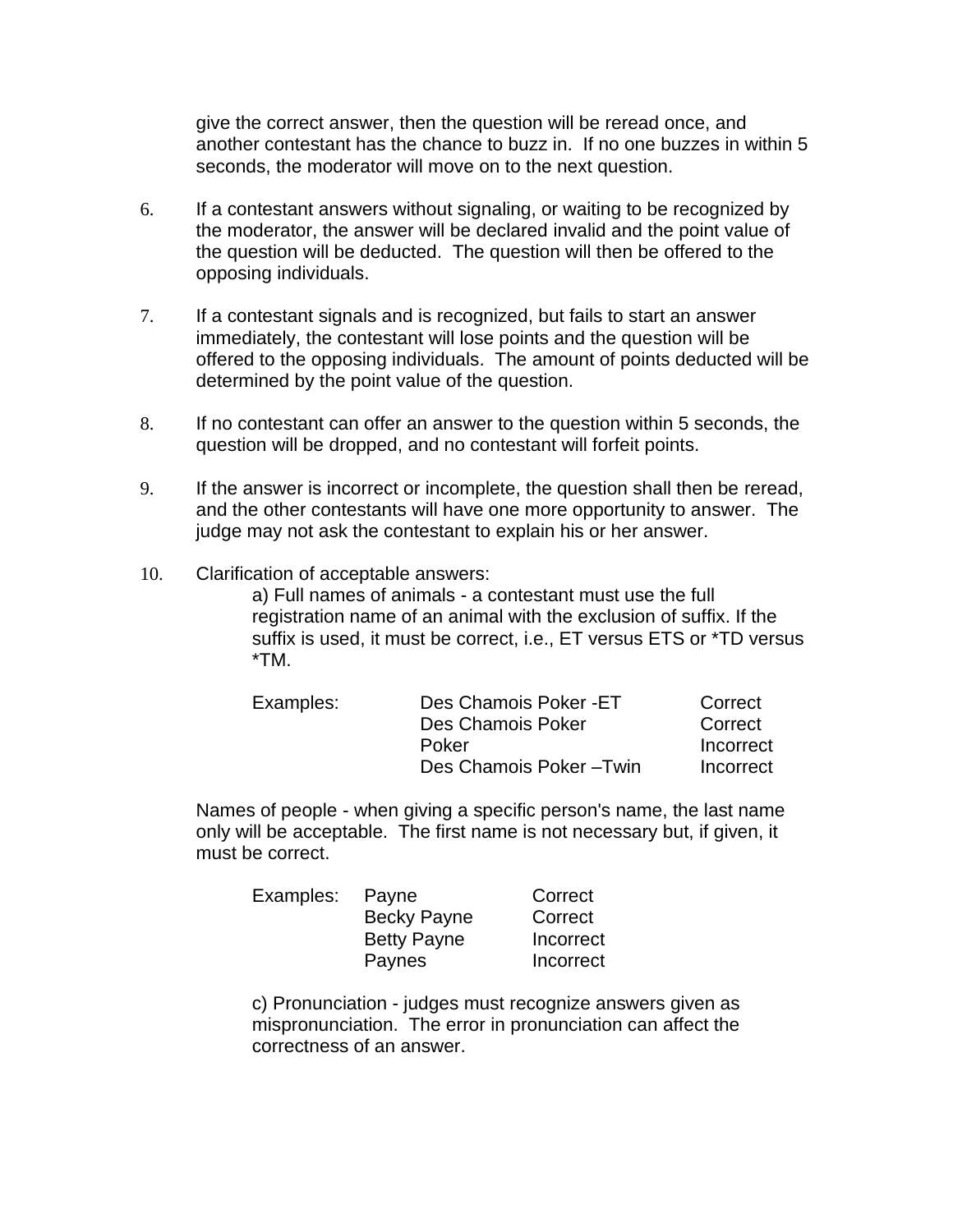give the correct answer, then the question will be reread once, and another contestant has the chance to buzz in. If no one buzzes in within 5 seconds, the moderator will move on to the next question.

6. If a contestant answers without signaling, or waiting to be recognized by the moderator, the answer will be declared invalid and the point value of the question will be deducted. The question will then be offered to the opposing individuals.

7. If a contestant signals and is recognized, but fails to start an answer immediately, the contestant will lose points and the question will be offered to the opposing individuals. The amount of points deducted will be determined by the point value of the question.

8. If no contestant can offer an answer to the question within 5 seconds, the question will be dropped, and no contestant will forfeit points.

9. If the answer is incorrect or incomplete, the question shall then be reread, and the other contestants will have one more opportunity to answer. The judge may not ask the contestant to explain his or her answer.

10. Clarification of acceptable answers:

    a) Full names of animals - a contestant must use the full registration name of an animal with the exclusion of suffix. If the suffix is used, it must be correct, i.e., ET versus ETS or *TD versus *TM.

| Examples: | | |
|---|---|---|
| | Des Chamois Poker -ET | Correct |
| | Des Chamois Poker | Correct |
| | Poker | Incorrect |
| | Des Chamois Poker –Twin | Incorrect |

Names of people - when giving a specific person's name, the last name only will be acceptable. The first name is not necessary but, if given, it must be correct.

| Examples: | | |
|---|---|---|
| | Payne | Correct |
| | Becky Payne | Correct |
| | Betty Payne | Incorrect |
| | Paynes | Incorrect |

c) Pronunciation - judges must recognize answers given as mispronunciation. The error in pronunciation can affect the correctness of an answer.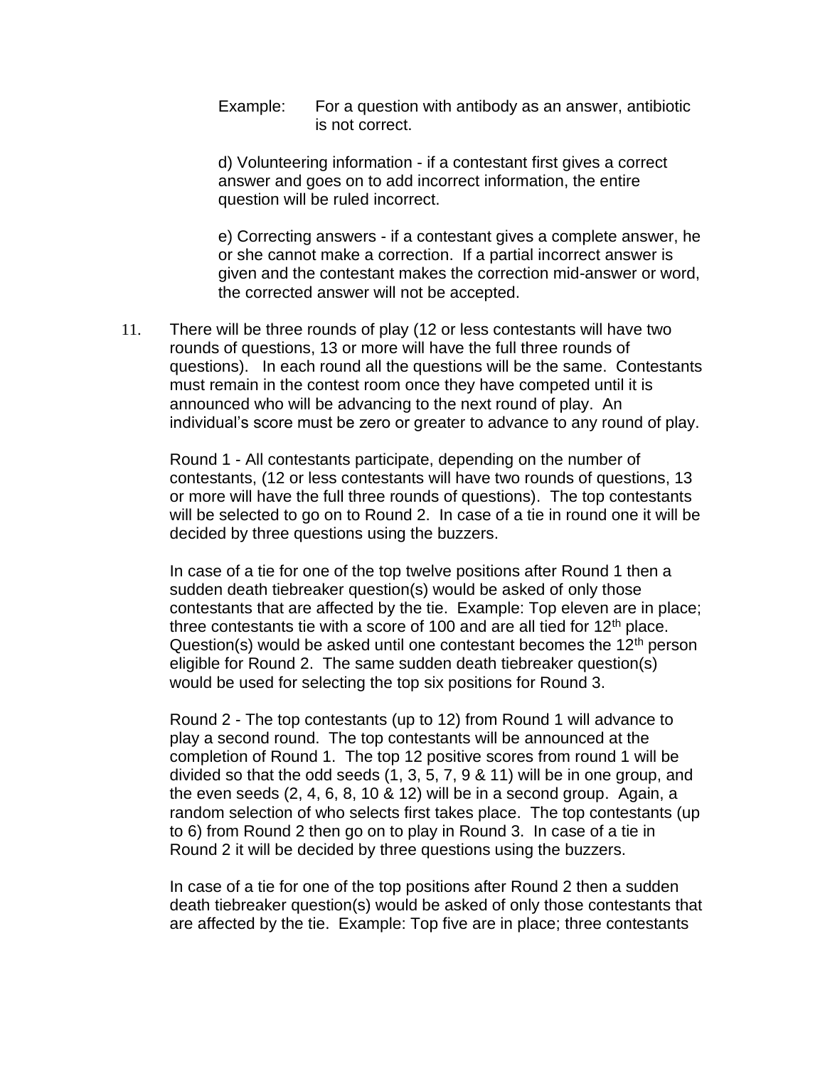Example: For a question with antibody as an answer, antibiotic is not correct.

d) Volunteering information - if a contestant first gives a correct answer and goes on to add incorrect information, the entire question will be ruled incorrect.

e) Correcting answers - if a contestant gives a complete answer, he or she cannot make a correction. If a partial incorrect answer is given and the contestant makes the correction mid-answer or word, the corrected answer will not be accepted.

11. There will be three rounds of play (12 or less contestants will have two rounds of questions, 13 or more will have the full three rounds of questions). In each round all the questions will be the same. Contestants must remain in the contest room once they have competed until it is announced who will be advancing to the next round of play. An individual's score must be zero or greater to advance to any round of play.

    Round 1 - All contestants participate, depending on the number of contestants, (12 or less contestants will have two rounds of questions, 13 or more will have the full three rounds of questions). The top contestants will be selected to go on to Round 2. In case of a tie in round one it will be decided by three questions using the buzzers.

    In case of a tie for one of the top twelve positions after Round 1 then a sudden death tiebreaker question(s) would be asked of only those contestants that are affected by the tie. Example: Top eleven are in place; three contestants tie with a score of 100 and are all tied for 12th place. Question(s) would be asked until one contestant becomes the 12th person eligible for Round 2. The same sudden death tiebreaker question(s) would be used for selecting the top six positions for Round 3.

    Round 2 - The top contestants (up to 12) from Round 1 will advance to play a second round. The top contestants will be announced at the completion of Round 1. The top 12 positive scores from round 1 will be divided so that the odd seeds (1, 3, 5, 7, 9 & 11) will be in one group, and the even seeds (2, 4, 6, 8, 10 & 12) will be in a second group. Again, a random selection of who selects first takes place. The top contestants (up to 6) from Round 2 then go on to play in Round 3. In case of a tie in Round 2 it will be decided by three questions using the buzzers.

    In case of a tie for one of the top positions after Round 2 then a sudden death tiebreaker question(s) would be asked of only those contestants that are affected by the tie. Example: Top five are in place; three contestants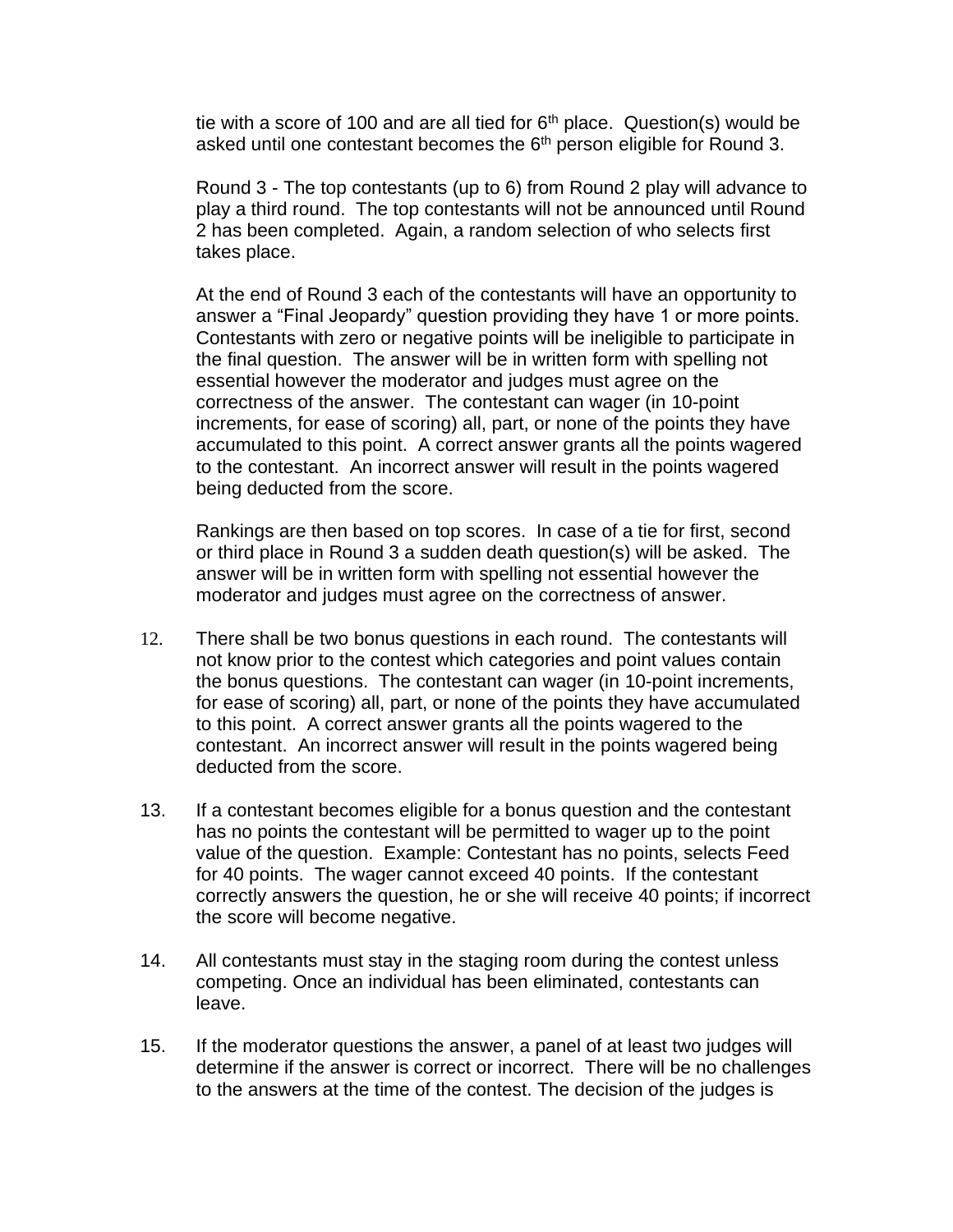tie with a score of 100 and are all tied for 6th place. Question(s) would be asked until one contestant becomes the 6th person eligible for Round 3.

Round 3 - The top contestants (up to 6) from Round 2 play will advance to play a third round. The top contestants will not be announced until Round 2 has been completed. Again, a random selection of who selects first takes place.

At the end of Round 3 each of the contestants will have an opportunity to answer a "Final Jeopardy" question providing they have 1 or more points. Contestants with zero or negative points will be ineligible to participate in the final question. The answer will be in written form with spelling not essential however the moderator and judges must agree on the correctness of the answer. The contestant can wager (in 10-point increments, for ease of scoring) all, part, or none of the points they have accumulated to this point. A correct answer grants all the points wagered to the contestant. An incorrect answer will result in the points wagered being deducted from the score.

Rankings are then based on top scores. In case of a tie for first, second or third place in Round 3 a sudden death question(s) will be asked. The answer will be in written form with spelling not essential however the moderator and judges must agree on the correctness of answer.

12. There shall be two bonus questions in each round. The contestants will not know prior to the contest which categories and point values contain the bonus questions. The contestant can wager (in 10-point increments, for ease of scoring) all, part, or none of the points they have accumulated to this point. A correct answer grants all the points wagered to the contestant. An incorrect answer will result in the points wagered being deducted from the score.

13. If a contestant becomes eligible for a bonus question and the contestant has no points the contestant will be permitted to wager up to the point value of the question. Example: Contestant has no points, selects Feed for 40 points. The wager cannot exceed 40 points. If the contestant correctly answers the question, he or she will receive 40 points; if incorrect the score will become negative.

14. All contestants must stay in the staging room during the contest unless competing. Once an individual has been eliminated, contestants can leave.

15. If the moderator questions the answer, a panel of at least two judges will determine if the answer is correct or incorrect. There will be no challenges to the answers at the time of the contest. The decision of the judges is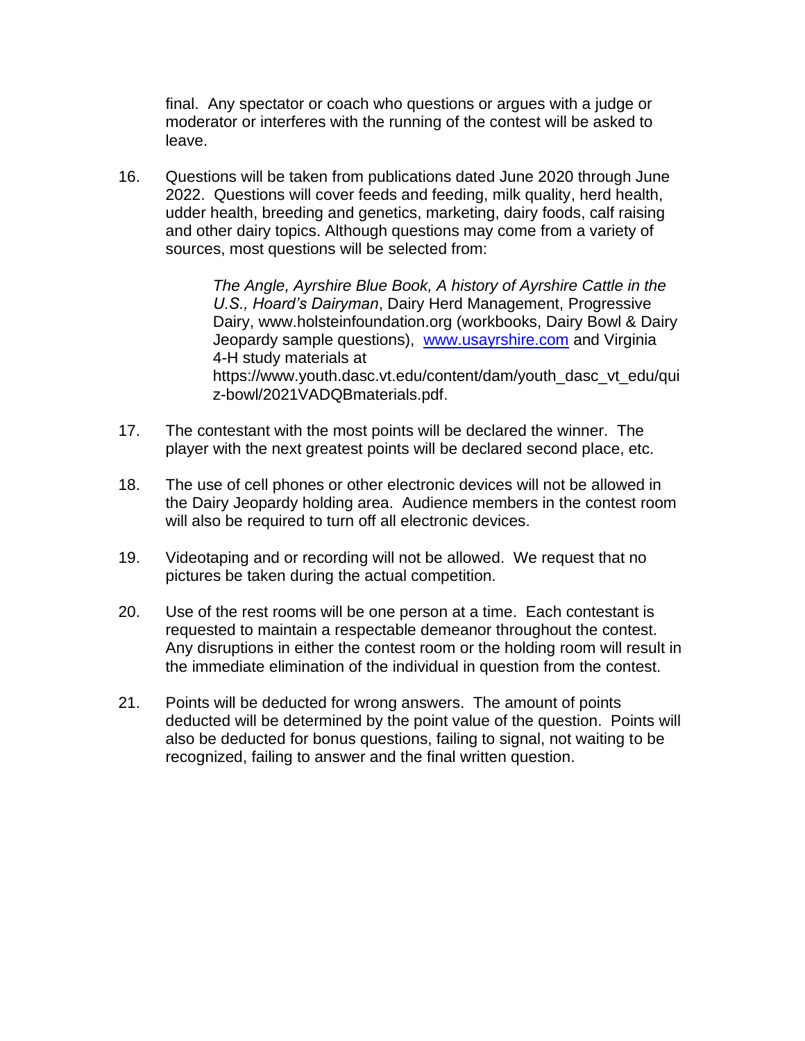final. Any spectator or coach who questions or argues with a judge or moderator or interferes with the running of the contest will be asked to leave.

16. Questions will be taken from publications dated June 2020 through June 2022. Questions will cover feeds and feeding, milk quality, herd health, udder health, breeding and genetics, marketing, dairy foods, calf raising and other dairy topics. Although questions may come from a variety of sources, most questions will be selected from:

    *The Angle, Ayrshire Blue Book, A history of Ayrshire Cattle in the U.S., Hoard's Dairyman*, Dairy Herd Management, Progressive Dairy, www.holsteinfoundation.org (workbooks, Dairy Bowl & Dairy Jeopardy sample questions), [www.usayrshire.com](http://www.usayrshire.com) and Virginia 4-H study materials at https://www.youth.dasc.vt.edu/content/dam/youth_dasc_vt_edu/quiz-bowl/2021VADQBmaterials.pdf.

17. The contestant with the most points will be declared the winner. The player with the next greatest points will be declared second place, etc.

18. The use of cell phones or other electronic devices will not be allowed in the Dairy Jeopardy holding area. Audience members in the contest room will also be required to turn off all electronic devices.

19. Videotaping and or recording will not be allowed. We request that no pictures be taken during the actual competition.

20. Use of the rest rooms will be one person at a time. Each contestant is requested to maintain a respectable demeanor throughout the contest. Any disruptions in either the contest room or the holding room will result in the immediate elimination of the individual in question from the contest.

21. Points will be deducted for wrong answers. The amount of points deducted will be determined by the point value of the question. Points will also be deducted for bonus questions, failing to signal, not waiting to be recognized, failing to answer and the final written question.